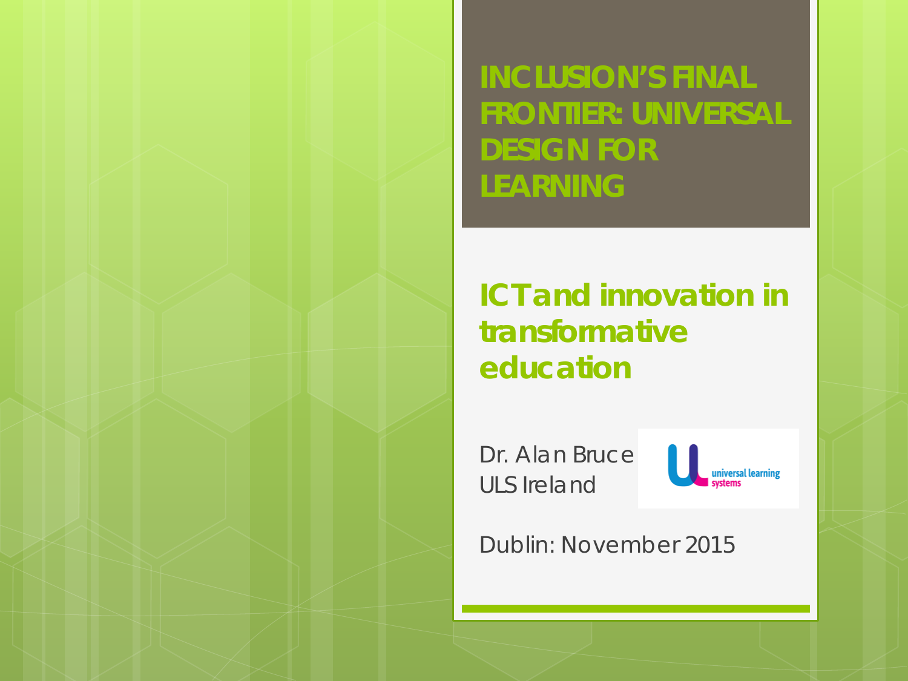# INCLUSION'S FINAL FRONTIER: UNIVERSAL DESIGN FOR LEARNING

## ICT and innovation in transformative education

Dr. Alan Bruce
ULS Ireland

universal learning systems

Dublin: November 2015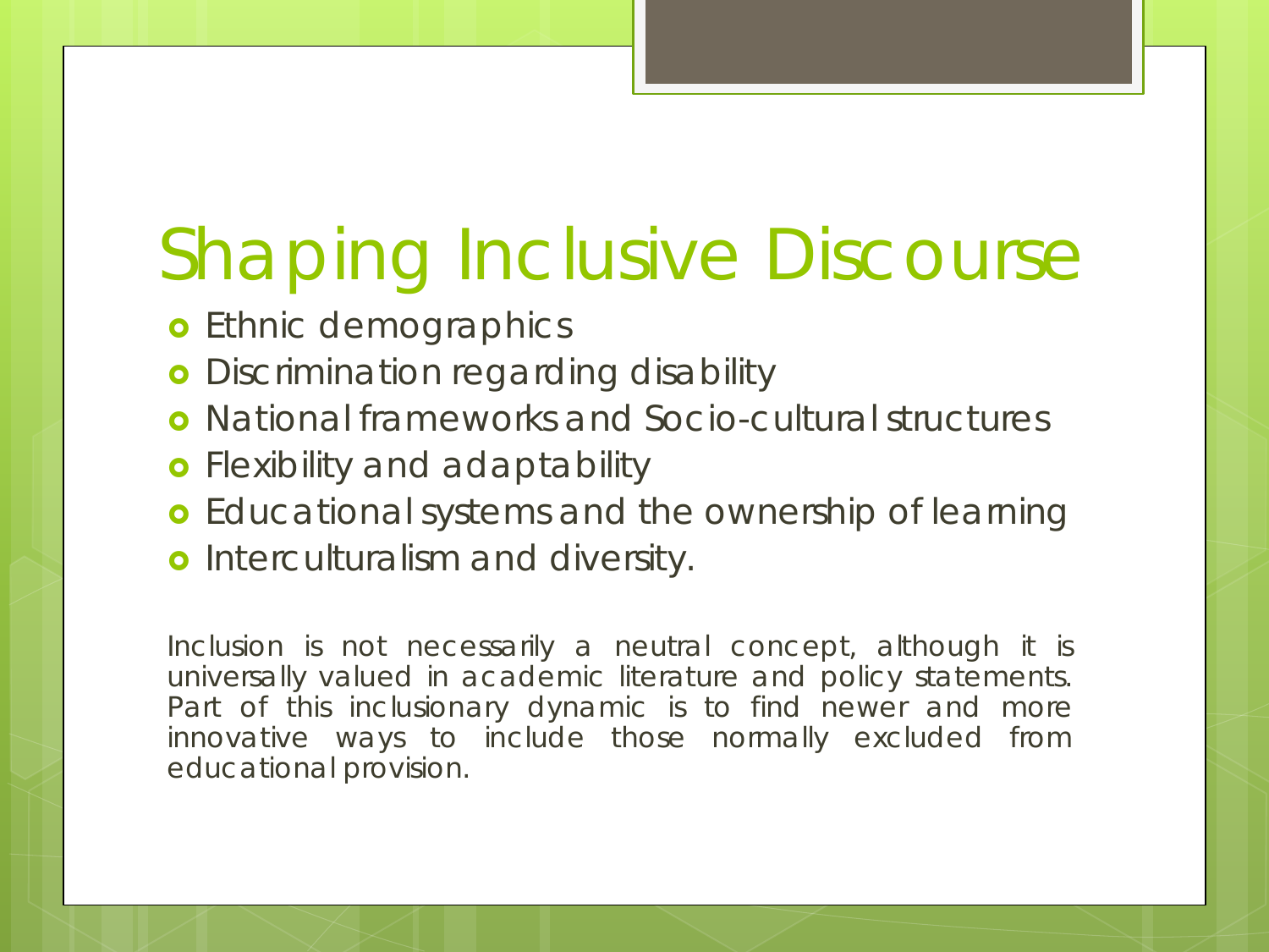# Shaping Inclusive Discourse

- Ethnic demographics
- Discrimination regarding disability
- National frameworks and Socio-cultural structures
- Flexibility and adaptability
- Educational systems and the ownership of learning
- Interculturalism and diversity.

Inclusion is not necessarily a neutral concept, although it is universally valued in academic literature and policy statements. Part of this inclusionary dynamic is to find newer and more innovative ways to include those normally excluded from educational provision.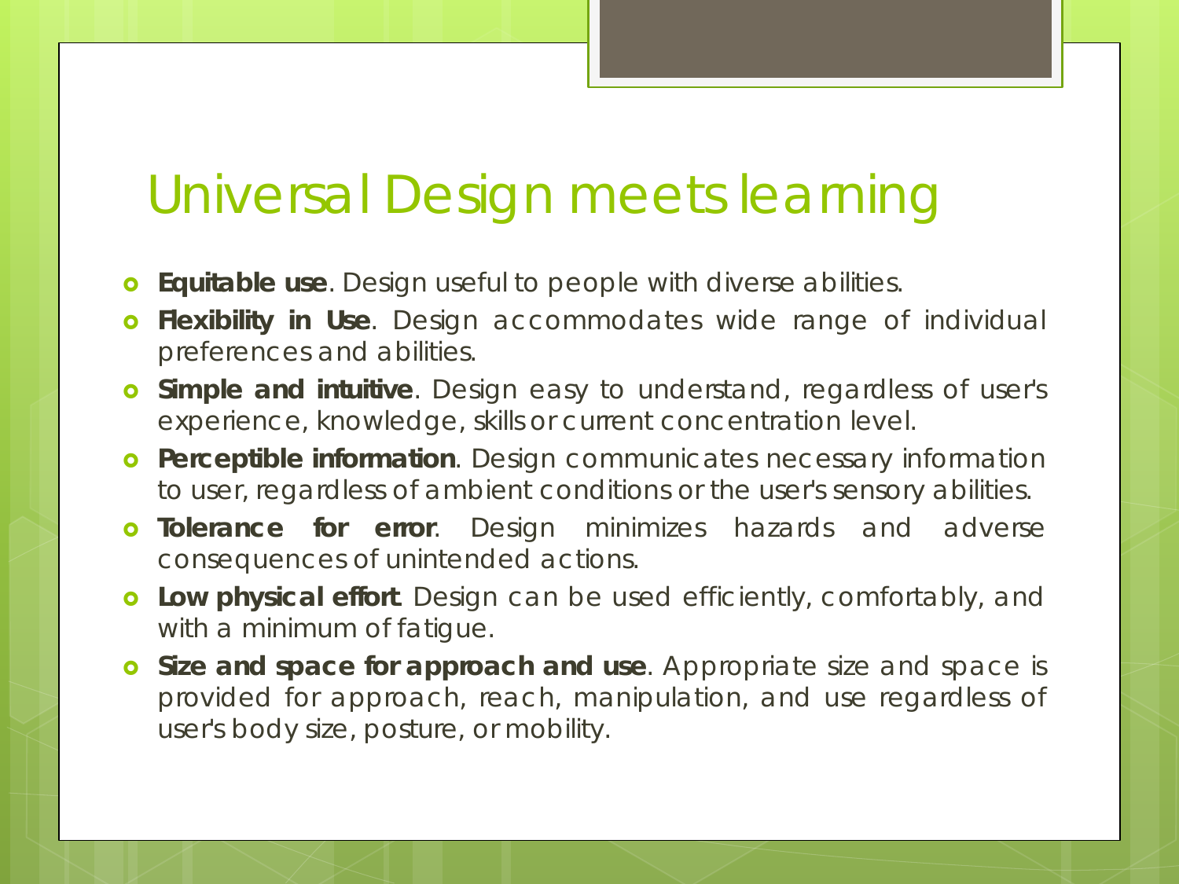# Universal Design meets learning

- **Equitable use**. Design useful to people with diverse abilities.
- **Flexibility in Use**. Design accommodates wide range of individual preferences and abilities.
- **Simple and intuitive**. Design easy to understand, regardless of user's experience, knowledge, skills or current concentration level.
- **Perceptible information**. Design communicates necessary information to user, regardless of ambient conditions or the user's sensory abilities.
- **Tolerance for error**. Design minimizes hazards and adverse consequences of unintended actions.
- **Low physical effort**. Design can be used efficiently, comfortably, and with a minimum of fatigue.
- **Size and space for approach and use**. Appropriate size and space is provided for approach, reach, manipulation, and use regardless of user's body size, posture, or mobility.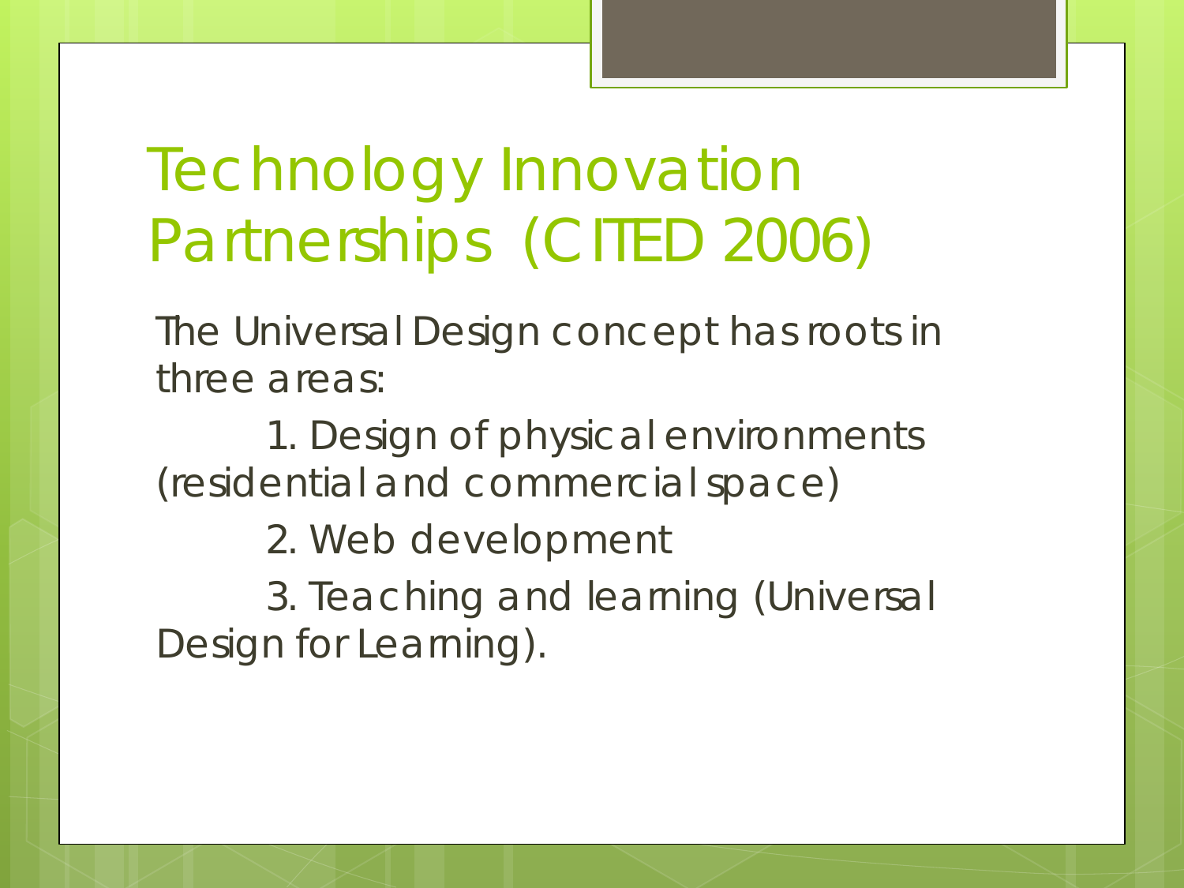# Technology Innovation Partnerships (CITED 2006)

The Universal Design concept has roots in three areas:

1. Design of physical environments (residential and commercial space)
2. Web development
3. Teaching and learning (Universal Design for Learning).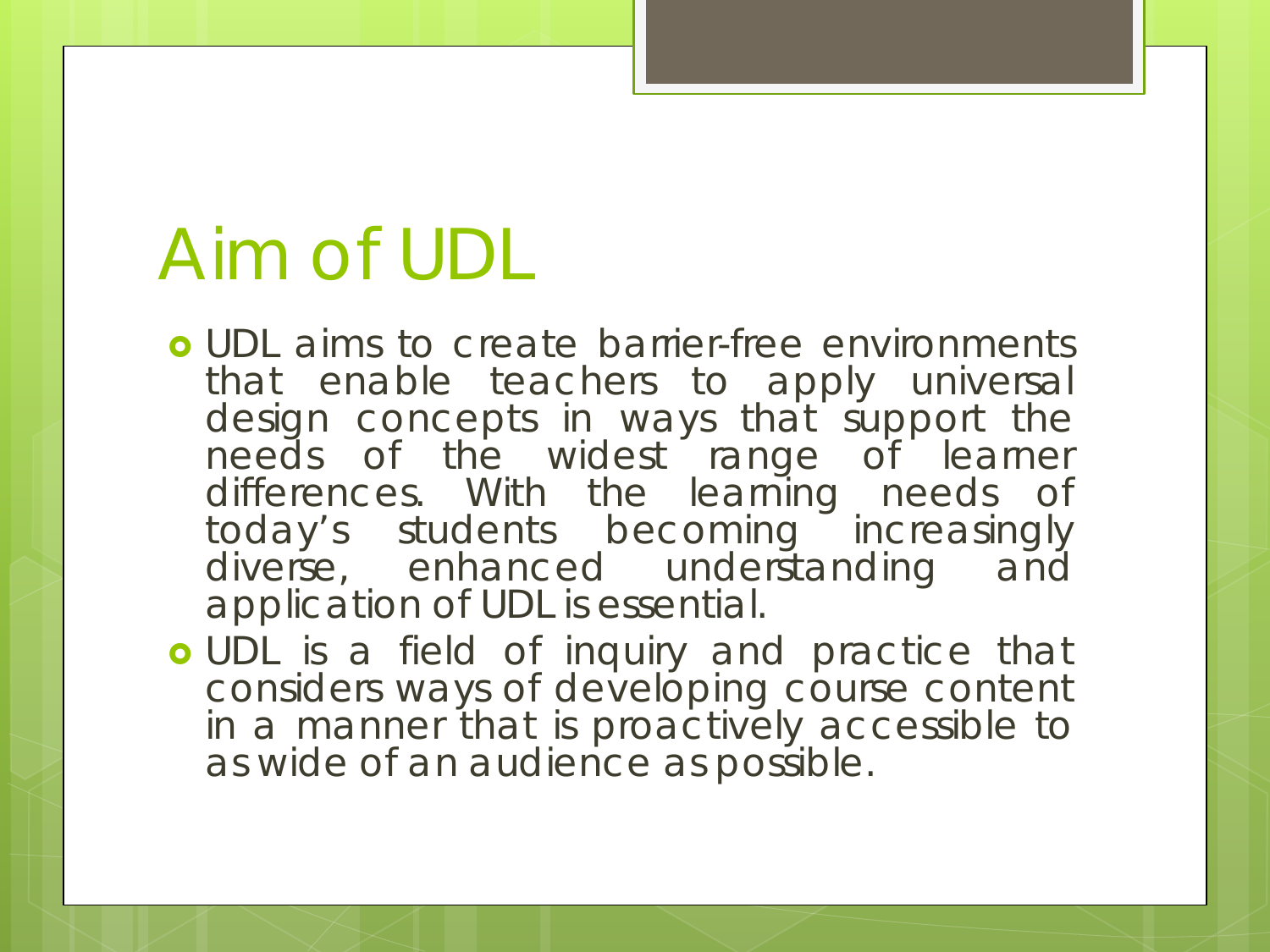# Aim of UDL

- UDL aims to create barrier-free environments that enable teachers to apply universal design concepts in ways that support the needs of the widest range of learner differences. With the learning needs of today's students becoming increasingly diverse, enhanced understanding and application of UDL is essential.
- UDL is a field of inquiry and practice that considers ways of developing course content in a manner that is proactively accessible to as wide of an audience as possible.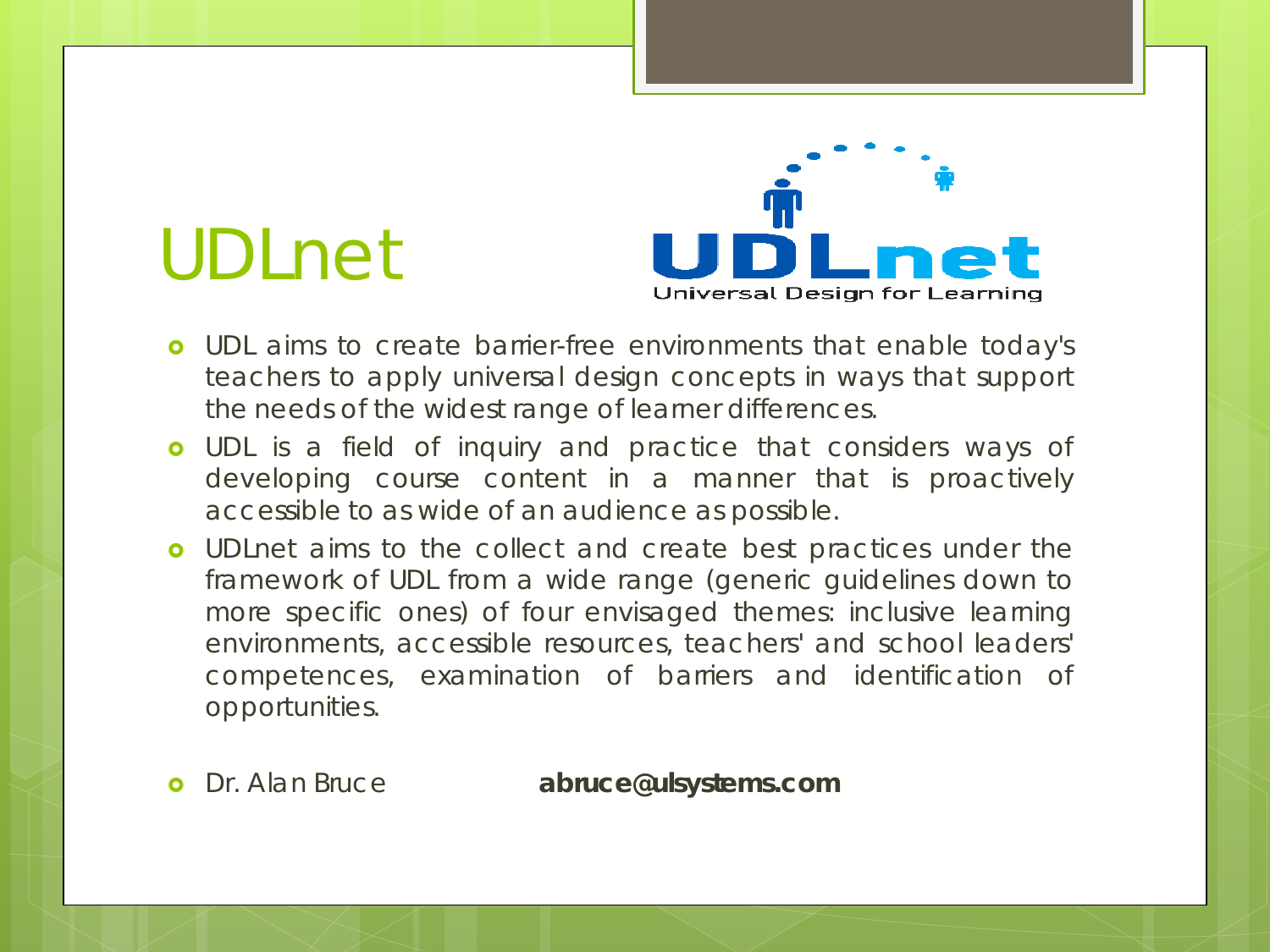# UDLnet

- UDL aims to create barrier-free environments that enable today's teachers to apply universal design concepts in ways that support the needs of the widest range of learner differences.
- UDL is a field of inquiry and practice that considers ways of developing course content in a manner that is proactively accessible to as wide of an audience as possible.
- UDLnet aims to the collect and create best practices under the framework of UDL from a wide range (generic guidelines down to more specific ones) of four envisaged themes: inclusive learning environments, accessible resources, teachers' and school leaders' competences, examination of barriers and identification of opportunities.
- Dr. Alan Bruce **abruce@ulsystems.com**